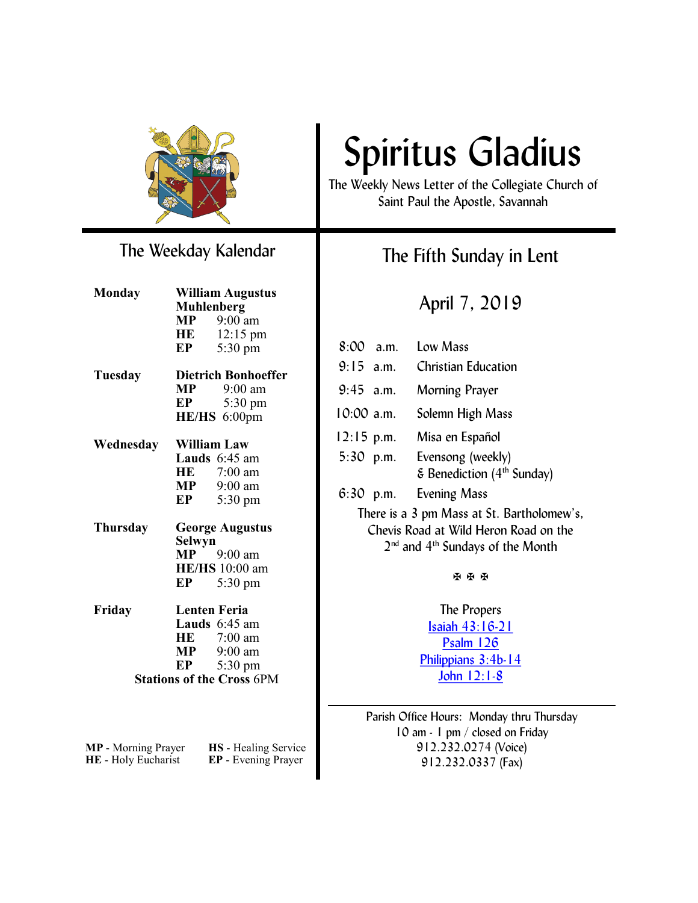# Spiritus Gladius

The Weekly News Letter of the Collegiate Church of Saint Paul the Apostle, Savannah

## The Weekday Kalendar

**Monday** — **William Augustus Muhlenberg**
- **MP** 9:00 am
- **HE** 12:15 pm
- **EP** 5:30 pm

**Tuesday** — **Dietrich Bonhoeffer**
- **MP** 9:00 am
- **EP** 5:30 pm
- **HE/HS** 6:00pm

**Wednesday** — **William Law**
- **Lauds** 6:45 am
- **HE** 7:00 am
- **MP** 9:00 am
- **EP** 5:30 pm

**Thursday** — **George Augustus Selwyn**
- **MP** 9:00 am
- **HE/HS** 10:00 am
- **EP** 5:30 pm

**Friday** — **Lenten Feria**
- **Lauds** 6:45 am
- **HE** 7:00 am
- **MP** 9:00 am
- **EP** 5:30 pm

**Stations of the Cross** 6PM

**MP** - Morning Prayer
**HE** - Holy Eucharist
**HS** - Healing Service
**EP** - Evening Prayer

## The Fifth Sunday in Lent

### April 7, 2019

| | |
|---|---|
| 8:00 a.m. | Low Mass |
| 9:15 a.m. | Christian Education |
| 9:45 a.m. | Morning Prayer |
| 10:00 a.m. | Solemn High Mass |
| 12:15 p.m. | Misa en Español |
| 5:30 p.m. | Evensong (weekly) & Benediction (4th Sunday) |
| 6:30 p.m. | Evening Mass |

There is a 3 pm Mass at St. Bartholomew's, Chevis Road at Wild Heron Road on the 2nd and 4th Sundays of the Month

✠ ✠ ✠

The Propers

Isaiah 43:16-21
Psalm 126
Philippians 3:4b-14
John 12:1-8

Parish Office Hours: Monday thru Thursday
10 am - 1 pm / closed on Friday
912.232.0274 (Voice)
912.232.0337 (Fax)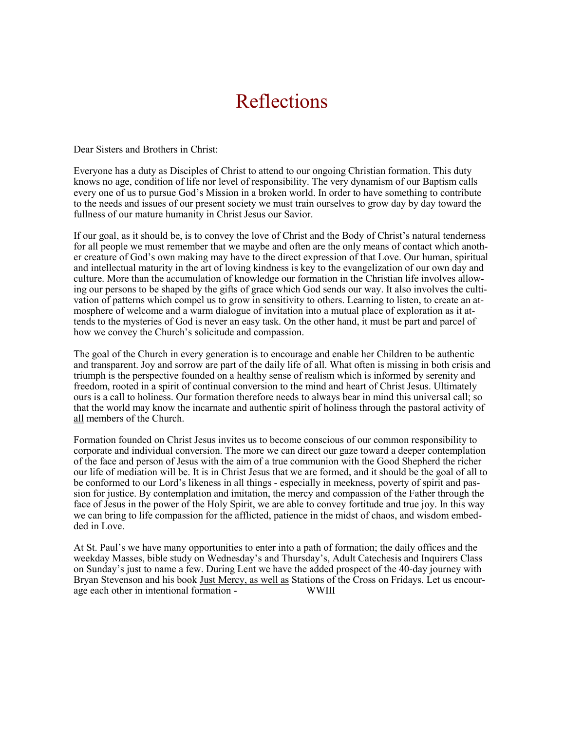# Reflections

Dear Sisters and Brothers in Christ:

Everyone has a duty as Disciples of Christ to attend to our ongoing Christian formation. This duty knows no age, condition of life nor level of responsibility. The very dynamism of our Baptism calls every one of us to pursue God's Mission in a broken world. In order to have something to contribute to the needs and issues of our present society we must train ourselves to grow day by day toward the fullness of our mature humanity in Christ Jesus our Savior.

If our goal, as it should be, is to convey the love of Christ and the Body of Christ's natural tenderness for all people we must remember that we maybe and often are the only means of contact which another creature of God's own making may have to the direct expression of that Love. Our human, spiritual and intellectual maturity in the art of loving kindness is key to the evangelization of our own day and culture. More than the accumulation of knowledge our formation in the Christian life involves allowing our persons to be shaped by the gifts of grace which God sends our way. It also involves the cultivation of patterns which compel us to grow in sensitivity to others. Learning to listen, to create an atmosphere of welcome and a warm dialogue of invitation into a mutual place of exploration as it attends to the mysteries of God is never an easy task. On the other hand, it must be part and parcel of how we convey the Church's solicitude and compassion.

The goal of the Church in every generation is to encourage and enable her Children to be authentic and transparent. Joy and sorrow are part of the daily life of all. What often is missing in both crisis and triumph is the perspective founded on a healthy sense of realism which is informed by serenity and freedom, rooted in a spirit of continual conversion to the mind and heart of Christ Jesus. Ultimately ours is a call to holiness. Our formation therefore needs to always bear in mind this universal call; so that the world may know the incarnate and authentic spirit of holiness through the pastoral activity of <u>all</u> members of the Church.

Formation founded on Christ Jesus invites us to become conscious of our common responsibility to corporate and individual conversion. The more we can direct our gaze toward a deeper contemplation of the face and person of Jesus with the aim of a true communion with the Good Shepherd the richer our life of mediation will be. It is in Christ Jesus that we are formed, and it should be the goal of all to be conformed to our Lord's likeness in all things - especially in meekness, poverty of spirit and passion for justice. By contemplation and imitation, the mercy and compassion of the Father through the face of Jesus in the power of the Holy Spirit, we are able to convey fortitude and true joy. In this way we can bring to life compassion for the afflicted, patience in the midst of chaos, and wisdom embedded in Love.

At St. Paul's we have many opportunities to enter into a path of formation; the daily offices and the weekday Masses, bible study on Wednesday's and Thursday's, Adult Catechesis and Inquirers Class on Sunday's just to name a few. During Lent we have the added prospect of the 40-day journey with Bryan Stevenson and his book <u>Just Mercy, as well as</u> Stations of the Cross on Fridays. Let us encourage each other in intentional formation - WWIII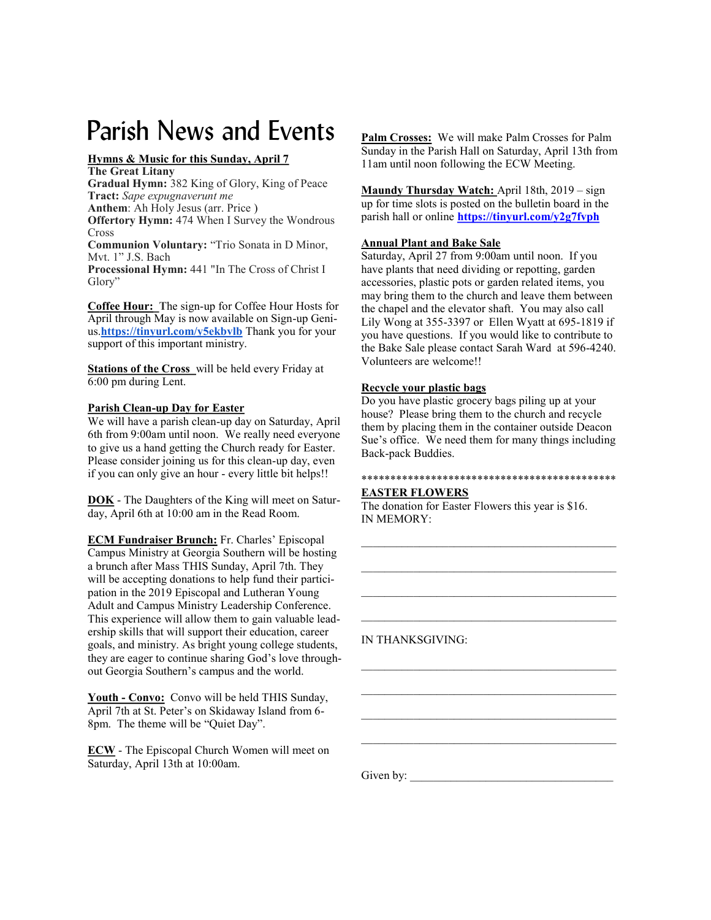# Parish News and Events

**Hymns & Music for this Sunday, April 7**

**The Great Litany**
**Gradual Hymn:** 382 King of Glory, King of Peace
**Tract:** *Sape expugnaverunt me*
**Anthem**: Ah Holy Jesus (arr. Price )
**Offertory Hymn:** 474 When I Survey the Wondrous Cross
**Communion Voluntary:** "Trio Sonata in D Minor, Mvt. 1" J.S. Bach
**Processional Hymn:** 441 "In The Cross of Christ I Glory"

**Coffee Hour:** The sign-up for Coffee Hour Hosts for April through May is now available on Sign-up Genius.**https://tinyurl.com/y5ekbvlb** Thank you for your support of this important ministry.

**Stations of the Cross** will be held every Friday at 6:00 pm during Lent.

**Parish Clean-up Day for Easter**

We will have a parish clean-up day on Saturday, April 6th from 9:00am until noon. We really need everyone to give us a hand getting the Church ready for Easter. Please consider joining us for this clean-up day, even if you can only give an hour - every little bit helps!!

**DOK** - The Daughters of the King will meet on Saturday, April 6th at 10:00 am in the Read Room.

**ECM Fundraiser Brunch:** Fr. Charles' Episcopal Campus Ministry at Georgia Southern will be hosting a brunch after Mass THIS Sunday, April 7th. They will be accepting donations to help fund their participation in the 2019 Episcopal and Lutheran Young Adult and Campus Ministry Leadership Conference. This experience will allow them to gain valuable leadership skills that will support their education, career goals, and ministry. As bright young college students, they are eager to continue sharing God's love throughout Georgia Southern's campus and the world.

**Youth - Convo:** Convo will be held THIS Sunday, April 7th at St. Peter's on Skidaway Island from 6-8pm. The theme will be "Quiet Day".

**ECW** - The Episcopal Church Women will meet on Saturday, April 13th at 10:00am.

**Palm Crosses:** We will make Palm Crosses for Palm Sunday in the Parish Hall on Saturday, April 13th from 11am until noon following the ECW Meeting.

**Maundy Thursday Watch:** April 18th, 2019 – sign up for time slots is posted on the bulletin board in the parish hall or online **https://tinyurl.com/y2g7fvph**

**Annual Plant and Bake Sale**

Saturday, April 27 from 9:00am until noon. If you have plants that need dividing or repotting, garden accessories, plastic pots or garden related items, you may bring them to the church and leave them between the chapel and the elevator shaft. You may also call Lily Wong at 355-3397 or Ellen Wyatt at 695-1819 if you have questions. If you would like to contribute to the Bake Sale please contact Sarah Ward at 596-4240. Volunteers are welcome!!

**Recycle your plastic bags**

Do you have plastic grocery bags piling up at your house? Please bring them to the church and recycle them by placing them in the container outside Deacon Sue's office. We need them for many things including Back-pack Buddies.

*********************************************

**EASTER FLOWERS**

The donation for Easter Flowers this year is $16.
IN MEMORY:

_____________________________________________

_____________________________________________

_____________________________________________

_____________________________________________

IN THANKSGIVING:

_____________________________________________

_____________________________________________

_____________________________________________

_____________________________________________

Given by: ____________________________________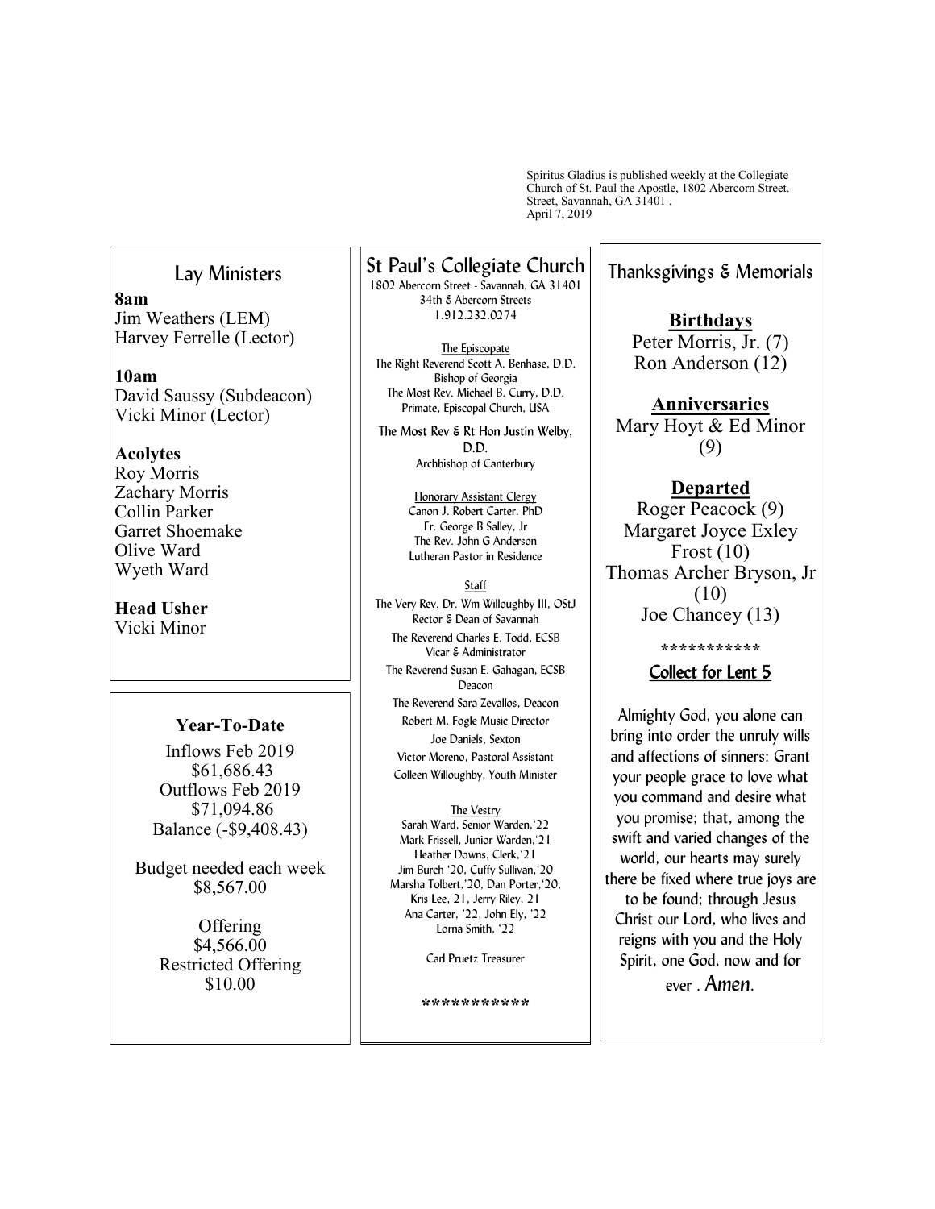Spiritus Gladius is published weekly at the Collegiate Church of St. Paul the Apostle, 1802 Abercorn Street. Street, Savannah, GA 31401 .
April 7, 2019

## Lay Ministers

**8am**
Jim Weathers (LEM)
Harvey Ferrelle (Lector)

**10am**
David Saussy (Subdeacon)
Vicki Minor (Lector)

**Acolytes**
Roy Morris
Zachary Morris
Collin Parker
Garret Shoemake
Olive Ward
Wyeth Ward

**Head Usher**
Vicki Minor

### Year-To-Date

Inflows Feb 2019
$61,686.43
Outflows Feb 2019
$71,094.86
Balance (-$9,408.43)

Budget needed each week
$8,567.00

Offering
$4,566.00
Restricted Offering
$10.00

## St Paul's Collegiate Church

1802 Abercorn Street - Savannah, GA 31401
34th & Abercorn Streets
1.912.232.0274

The Episcopate
The Right Reverend Scott A. Benhase, D.D.
Bishop of Georgia
The Most Rev. Michael B. Curry, D.D.
Primate, Episcopal Church, USA
The Most Rev & Rt Hon Justin Welby, D.D.
Archbishop of Canterbury

Honorary Assistant Clergy
Canon J. Robert Carter. PhD
Fr. George B Salley, Jr
The Rev. John G Anderson
Lutheran Pastor in Residence

Staff
The Very Rev. Dr. Wm Willoughby III, OStJ
Rector & Dean of Savannah
The Reverend Charles E. Todd, ECSB
Vicar & Administrator
The Reverend Susan E. Gahagan, ECSB
Deacon
The Reverend Sara Zevallos, Deacon
Robert M. Fogle Music Director
Joe Daniels, Sexton
Victor Moreno, Pastoral Assistant
Colleen Willoughby, Youth Minister

The Vestry
Sarah Ward, Senior Warden,'22
Mark Frissell, Junior Warden,'21
Heather Downs, Clerk,'21
Jim Burch '20, Cuffy Sullivan,'20
Marsha Tolbert,'20, Dan Porter,'20,
Kris Lee, 21, Jerry Riley, 21
Ana Carter, '22, John Ely, '22
Lorna Smith, '22

Carl Pruetz Treasurer

***********

## Thanksgivings & Memorials

**Birthdays**
Peter Morris, Jr. (7)
Ron Anderson (12)

**Anniversaries**
Mary Hoyt & Ed Minor (9)

**Departed**
Roger Peacock (9)
Margaret Joyce Exley Frost (10)
Thomas Archer Bryson, Jr (10)
Joe Chancey (13)

**********

### Collect for Lent 5

Almighty God, you alone can bring into order the unruly wills and affections of sinners: Grant your people grace to love what you command and desire what you promise; that, among the swift and varied changes of the world, our hearts may surely there be fixed where true joys are to be found; through Jesus Christ our Lord, who lives and reigns with you and the Holy Spirit, one God, now and for ever . *Amen*.